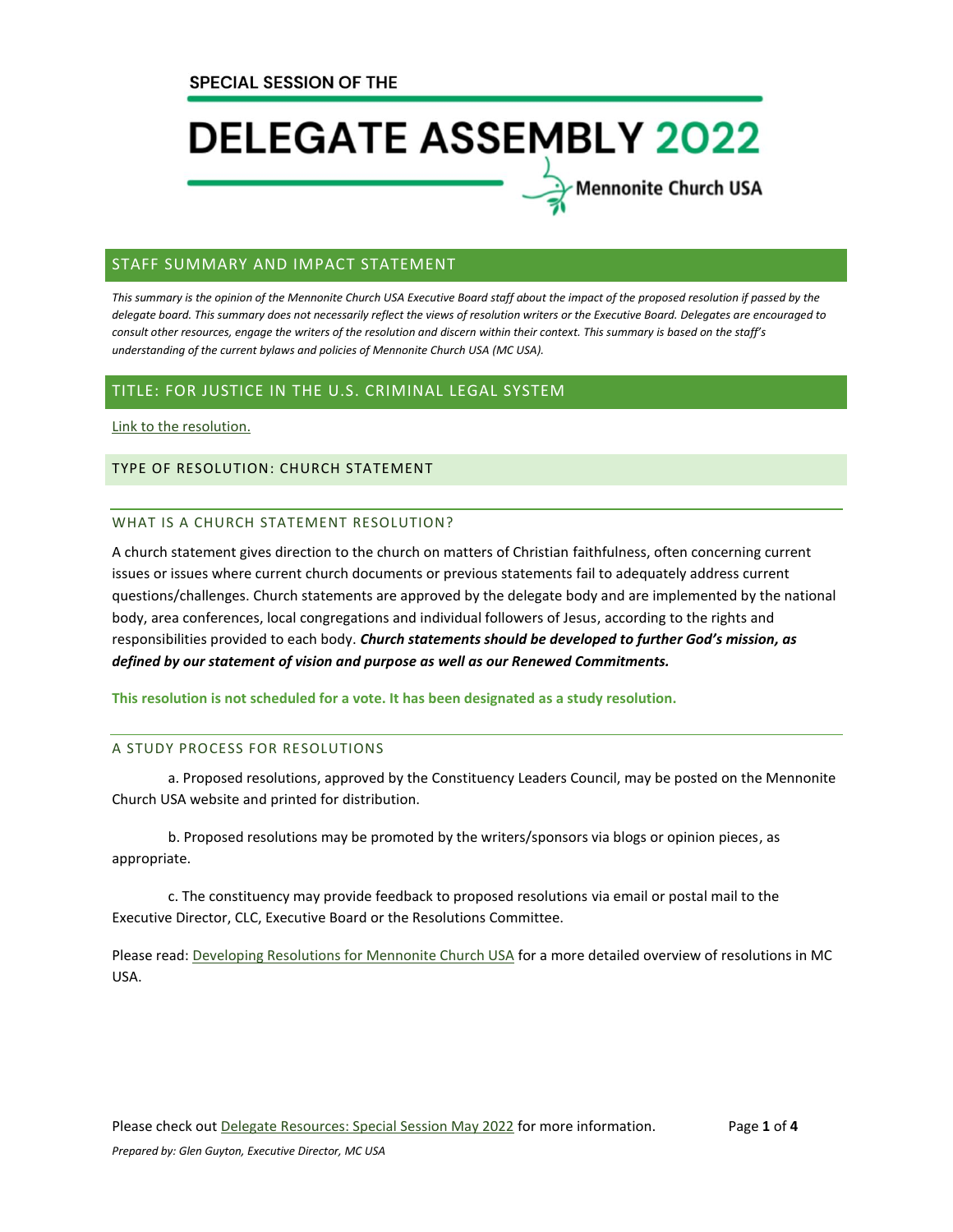SPECIAL SESSION OF THE

# DELEGATE ASSEMBLY 2022

Mennonite Church USA

## STAFF SUMMARY AND IMPACT STATEMENT

*This summary is the opinion of the Mennonite Church USA Executive Board staff about the impact of the proposed resolution if passed by the delegate board. This summary does not necessarily reflect the views of resolution writers or the Executive Board. Delegates are encouraged to consult other resources, engage the writers of the resolution and discern within their context. This summary is based on the staff's understanding of the current bylaws and policies of Mennonite Church USA (MC USA).*

## TITLE: FOR JUSTICE IN THE U.S. CRIMINAL LEGAL SYSTEM

Link to the resolution.

### TYPE OF RESOLUTION: CHURCH STATEMENT

### WHAT IS A CHURCH STATEMENT RESOLUTION?

A church statement gives direction to the church on matters of Christian faithfulness, often concerning current issues or issues where current church documents or previous statements fail to adequately address current questions/challenges. Church statements are approved by the delegate body and are implemented by the national body, area conferences, local congregations and individual followers of Jesus, according to the rights and responsibilities provided to each body. ***Church statements should be developed to further God's mission, as defined by our statement of vision and purpose as well as our Renewed Commitments.***

**This resolution is not scheduled for a vote. It has been designated as a study resolution.**

### A STUDY PROCESS FOR RESOLUTIONS

a. Proposed resolutions, approved by the Constituency Leaders Council, may be posted on the Mennonite Church USA website and printed for distribution.

b. Proposed resolutions may be promoted by the writers/sponsors via blogs or opinion pieces, as appropriate.

c. The constituency may provide feedback to proposed resolutions via email or postal mail to the Executive Director, CLC, Executive Board or the Resolutions Committee.

Please read: Developing Resolutions for Mennonite Church USA for a more detailed overview of resolutions in MC USA.

Please check out Delegate Resources: Special Session May 2022 for more information.

*Prepared by: Glen Guyton, Executive Director, MC USA*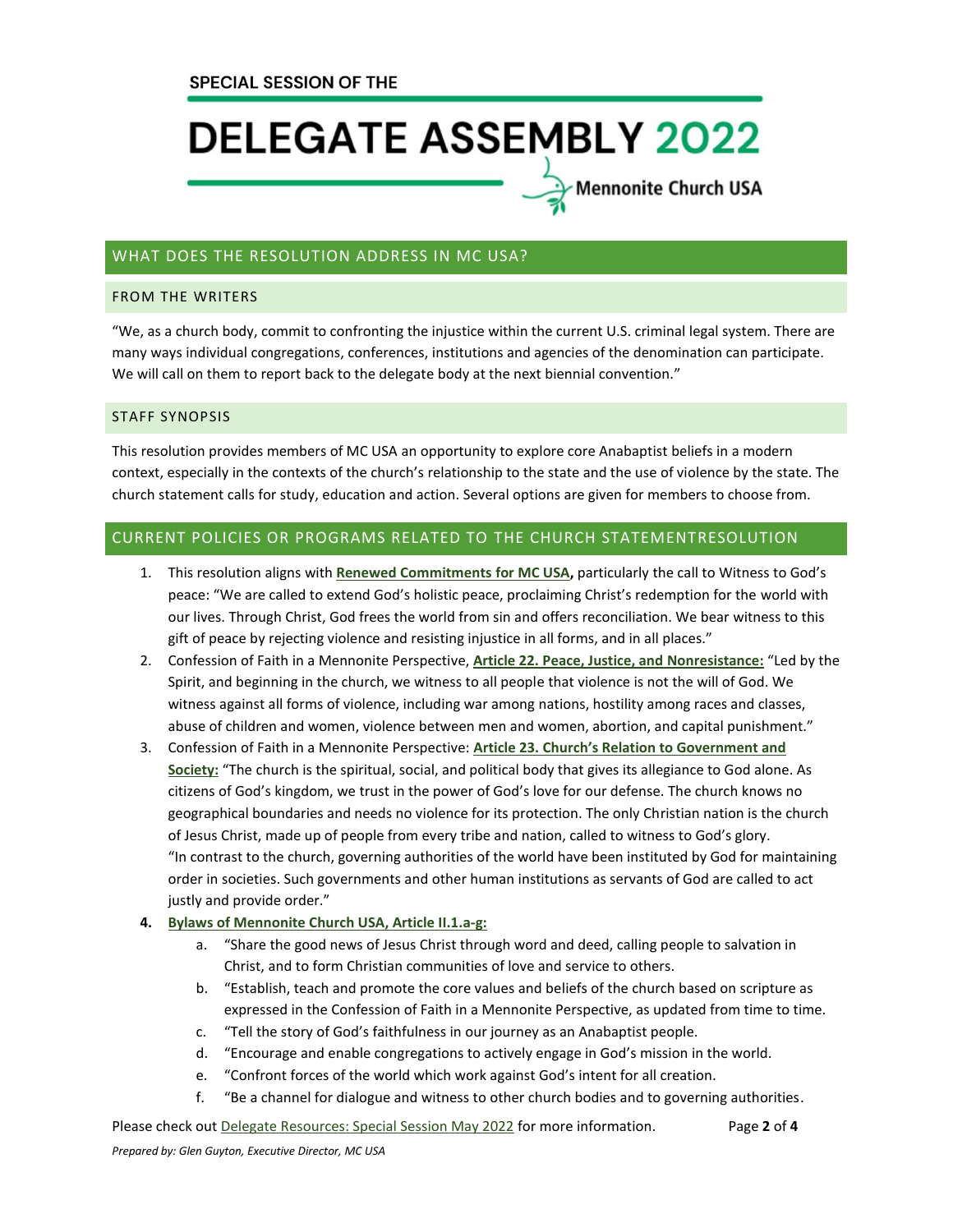SPECIAL SESSION OF THE

# DELEGATE ASSEMBLY 2022

Mennonite Church USA

## WHAT DOES THE RESOLUTION ADDRESS IN MC USA?

### FROM THE WRITERS

"We, as a church body, commit to confronting the injustice within the current U.S. criminal legal system. There are many ways individual congregations, conferences, institutions and agencies of the denomination can participate. We will call on them to report back to the delegate body at the next biennial convention."

### STAFF SYNOPSIS

This resolution provides members of MC USA an opportunity to explore core Anabaptist beliefs in a modern context, especially in the contexts of the church's relationship to the state and the use of violence by the state. The church statement calls for study, education and action. Several options are given for members to choose from.

## CURRENT POLICIES OR PROGRAMS RELATED TO THE CHURCH STATEMENTRESOLUTION

1. This resolution aligns with **Renewed Commitments for MC USA,** particularly the call to Witness to God's peace: "We are called to extend God's holistic peace, proclaiming Christ's redemption for the world with our lives. Through Christ, God frees the world from sin and offers reconciliation. We bear witness to this gift of peace by rejecting violence and resisting injustice in all forms, and in all places."
2. Confession of Faith in a Mennonite Perspective, **Article 22. Peace, Justice, and Nonresistance:** "Led by the Spirit, and beginning in the church, we witness to all people that violence is not the will of God. We witness against all forms of violence, including war among nations, hostility among races and classes, abuse of children and women, violence between men and women, abortion, and capital punishment."
3. Confession of Faith in a Mennonite Perspective: **Article 23. Church's Relation to Government and Society:** "The church is the spiritual, social, and political body that gives its allegiance to God alone. As citizens of God's kingdom, we trust in the power of God's love for our defense. The church knows no geographical boundaries and needs no violence for its protection. The only Christian nation is the church of Jesus Christ, made up of people from every tribe and nation, called to witness to God's glory.
"In contrast to the church, governing authorities of the world have been instituted by God for maintaining order in societies. Such governments and other human institutions as servants of God are called to act justly and provide order."
4. **Bylaws of Mennonite Church USA, Article II.1.a-g:**
   a. "Share the good news of Jesus Christ through word and deed, calling people to salvation in Christ, and to form Christian communities of love and service to others.
   b. "Establish, teach and promote the core values and beliefs of the church based on scripture as expressed in the Confession of Faith in a Mennonite Perspective, as updated from time to time.
   c. "Tell the story of God's faithfulness in our journey as an Anabaptist people.
   d. "Encourage and enable congregations to actively engage in God's mission in the world.
   e. "Confront forces of the world which work against God's intent for all creation.
   f. "Be a channel for dialogue and witness to other church bodies and to governing authorities.

Please check out Delegate Resources: Special Session May 2022 for more information.

*Prepared by: Glen Guyton, Executive Director, MC USA*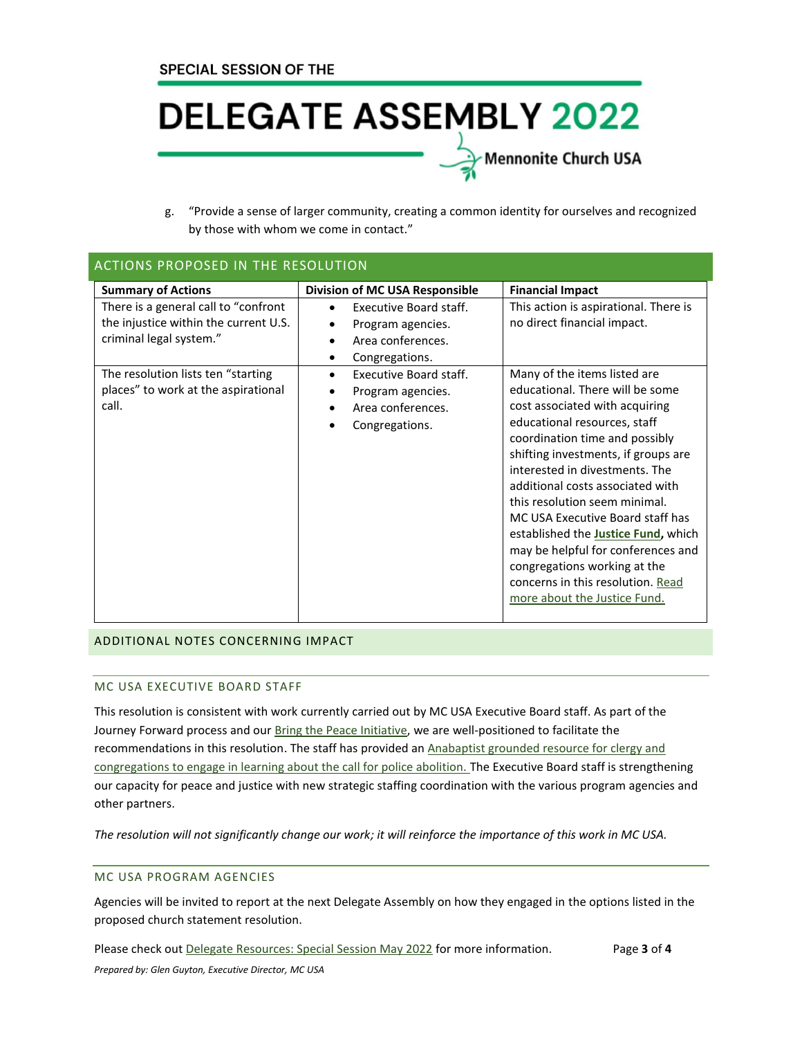g. "Provide a sense of larger community, creating a common identity for ourselves and recognized by those with whom we come in contact."

## ACTIONS PROPOSED IN THE RESOLUTION

| Summary of Actions | Division of MC USA Responsible | Financial Impact |
|---|---|---|
| There is a general call to "confront the injustice within the current U.S. criminal legal system." | • Executive Board staff.<br>• Program agencies.<br>• Area conferences.<br>• Congregations. | This action is aspirational. There is no direct financial impact. |
| The resolution lists ten "starting places" to work at the aspirational call. | • Executive Board staff.<br>• Program agencies.<br>• Area conferences.<br>• Congregations. | Many of the items listed are educational. There will be some cost associated with acquiring educational resources, staff coordination time and possibly shifting investments, if groups are interested in divestments. The additional costs associated with this resolution seem minimal. MC USA Executive Board staff has established the **Justice Fund,** which may be helpful for conferences and congregations working at the concerns in this resolution. Read more about the Justice Fund. |

## ADDITIONAL NOTES CONCERNING IMPACT

### MC USA EXECUTIVE BOARD STAFF

This resolution is consistent with work currently carried out by MC USA Executive Board staff. As part of the Journey Forward process and our Bring the Peace Initiative, we are well-positioned to facilitate the recommendations in this resolution. The staff has provided an Anabaptist grounded resource for clergy and congregations to engage in learning about the call for police abolition. The Executive Board staff is strengthening our capacity for peace and justice with new strategic staffing coordination with the various program agencies and other partners.

*The resolution will not significantly change our work; it will reinforce the importance of this work in MC USA.*

### MC USA PROGRAM AGENCIES

Agencies will be invited to report at the next Delegate Assembly on how they engaged in the options listed in the proposed church statement resolution.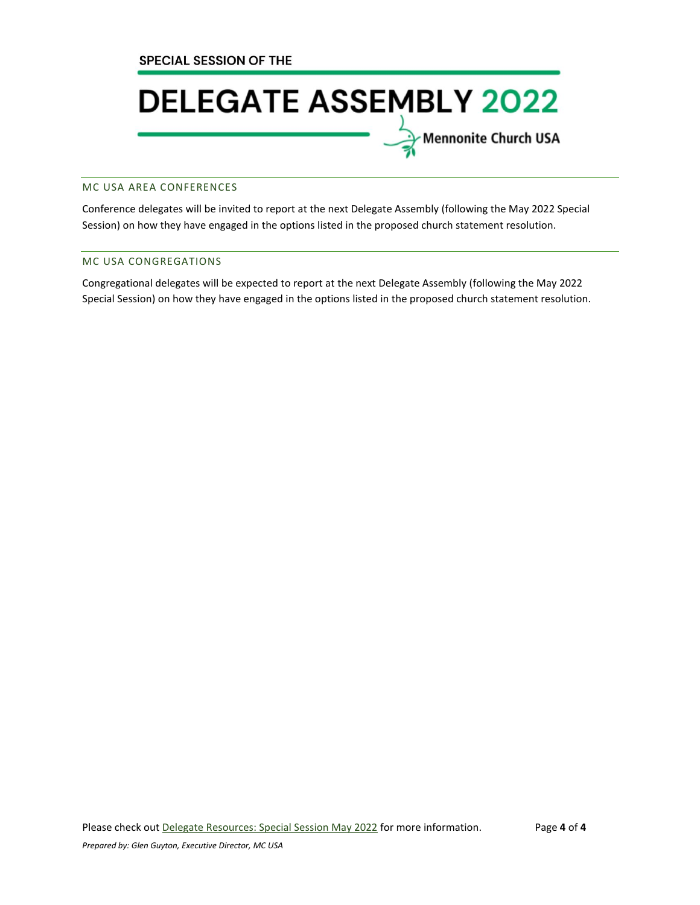## MC USA AREA CONFERENCES

Conference delegates will be invited to report at the next Delegate Assembly (following the May 2022 Special Session) on how they have engaged in the options listed in the proposed church statement resolution.

## MC USA CONGREGATIONS

Congregational delegates will be expected to report at the next Delegate Assembly (following the May 2022 Special Session) on how they have engaged in the options listed in the proposed church statement resolution.